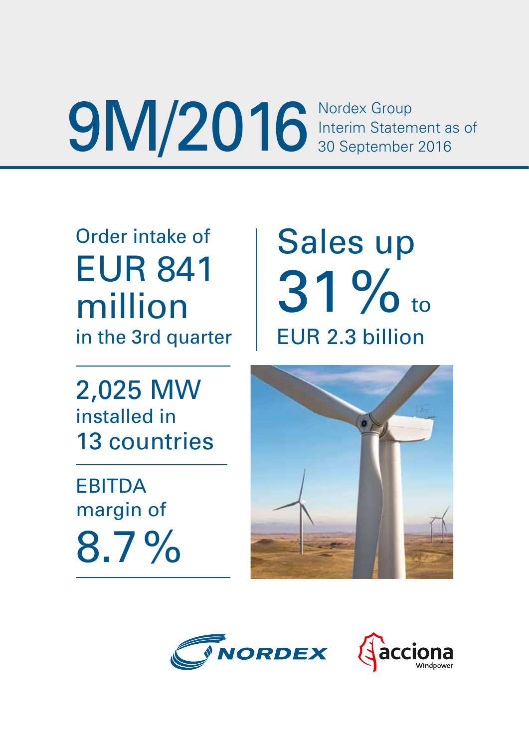# 9M/2016

Nordex Group
Interim Statement as of
30 September 2016

Order intake of
**EUR 841 million**
in the 3rd quarter

Sales up
**31 %** to
EUR 2.3 billion

**2,025 MW**
installed in
13 countries

EBITDA
margin of
**8.7 %**

NORDEX

acciona Windpower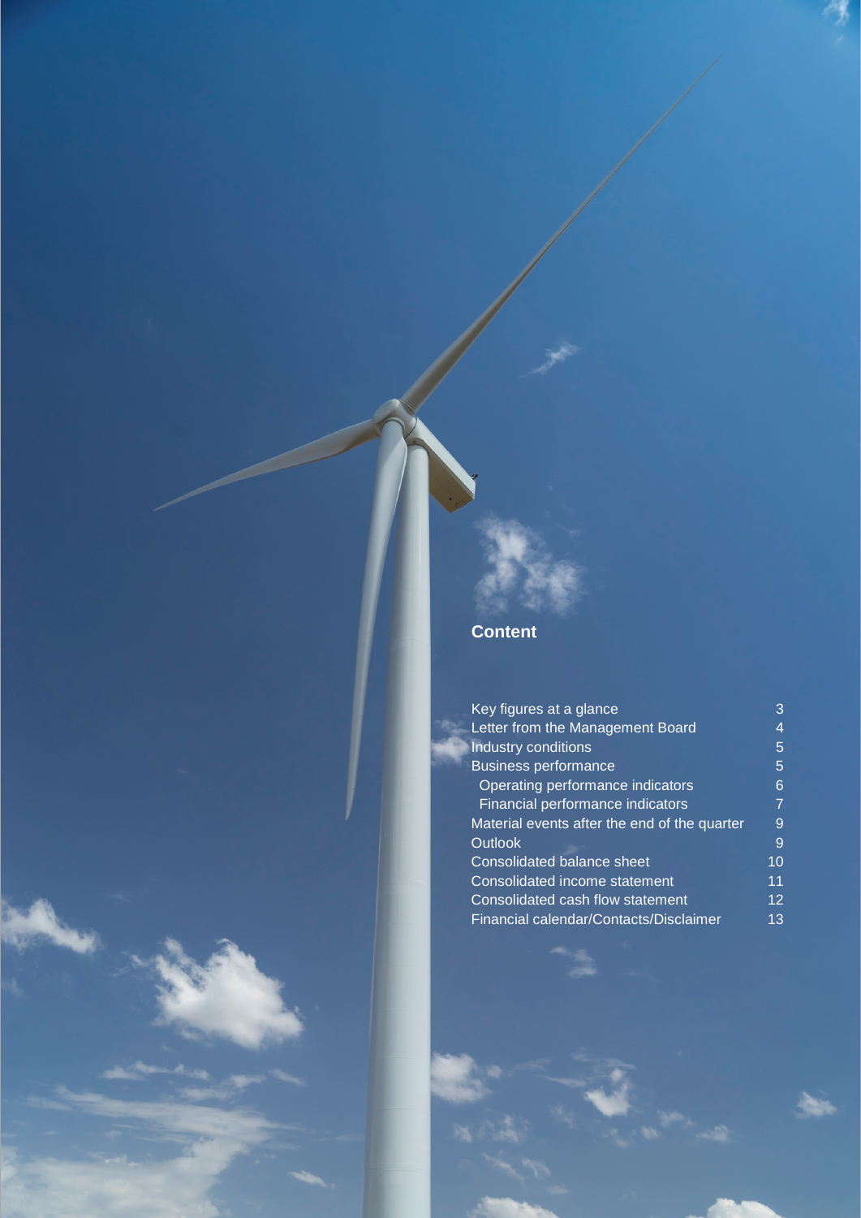## Content

| | |
|---|---|
| Key figures at a glance | 3 |
| Letter from the Management Board | 4 |
| Industry conditions | 5 |
| Business performance | 5 |
| Operating performance indicators | 6 |
| Financial performance indicators | 7 |
| Material events after the end of the quarter | 9 |
| Outlook | 9 |
| Consolidated balance sheet | 10 |
| Consolidated income statement | 11 |
| Consolidated cash flow statement | 12 |
| Financial calendar/Contacts/Disclaimer | 13 |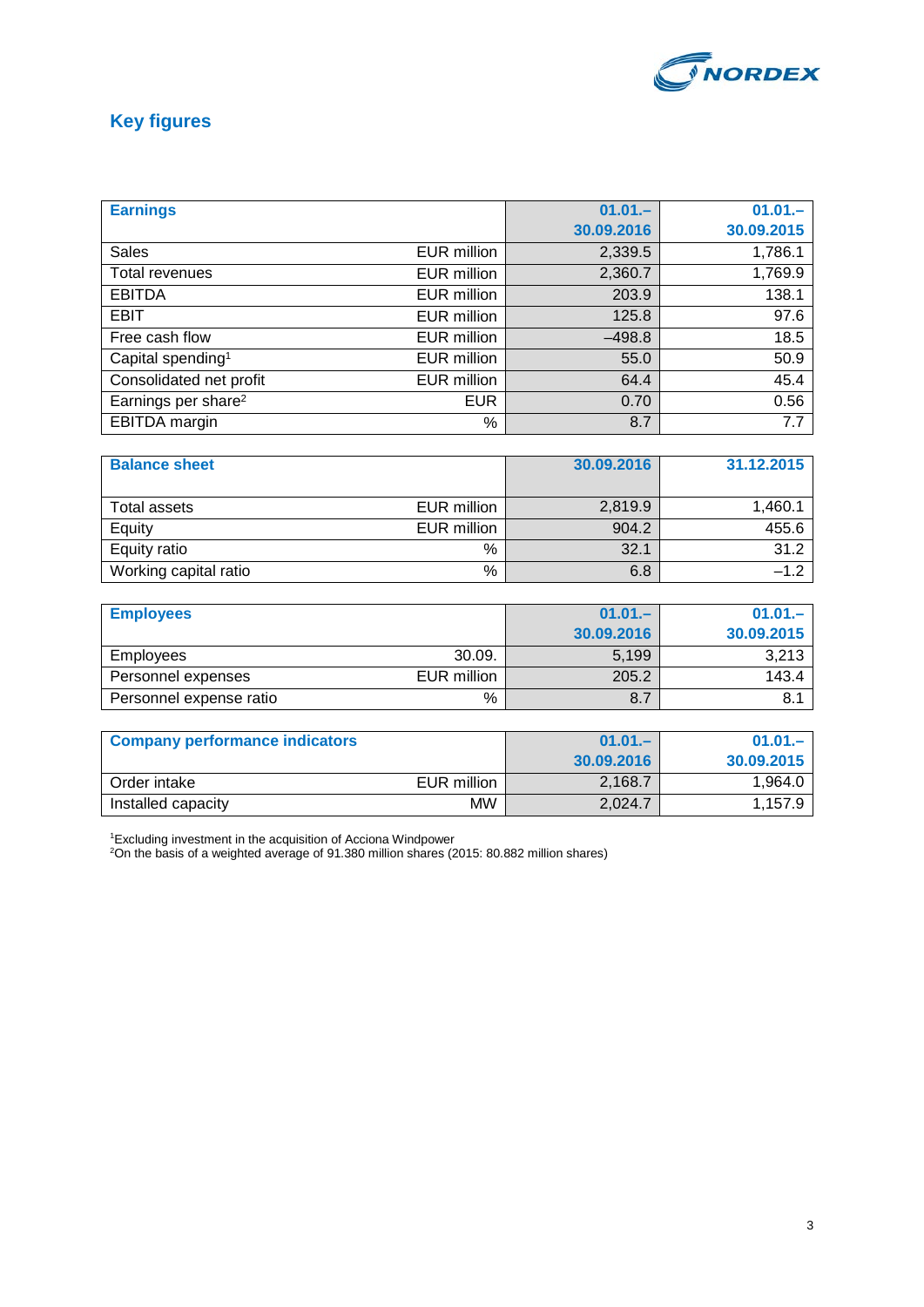## Key figures

| Earnings | | 01.01.–30.09.2016 | 01.01.–30.09.2015 |
|---|---|---|---|
| Sales | EUR million | 2,339.5 | 1,786.1 |
| Total revenues | EUR million | 2,360.7 | 1,769.9 |
| EBITDA | EUR million | 203.9 | 138.1 |
| EBIT | EUR million | 125.8 | 97.6 |
| Free cash flow | EUR million | –498.8 | 18.5 |
| Capital spending[1] | EUR million | 55.0 | 50.9 |
| Consolidated net profit | EUR million | 64.4 | 45.4 |
| Earnings per share[2] | EUR | 0.70 | 0.56 |
| EBITDA margin | % | 8.7 | 7.7 |

| Balance sheet | | 30.09.2016 | 31.12.2015 |
|---|---|---|---|
| Total assets | EUR million | 2,819.9 | 1,460.1 |
| Equity | EUR million | 904.2 | 455.6 |
| Equity ratio | % | 32.1 | 31.2 |
| Working capital ratio | % | 6.8 | –1.2 |

| Employees | | 01.01.–30.09.2016 | 01.01.–30.09.2015 |
|---|---|---|---|
| Employees | 30.09. | 5,199 | 3,213 |
| Personnel expenses | EUR million | 205.2 | 143.4 |
| Personnel expense ratio | % | 8.7 | 8.1 |

| Company performance indicators | | 01.01.–30.09.2016 | 01.01.–30.09.2015 |
|---|---|---|---|
| Order intake | EUR million | 2,168.7 | 1,964.0 |
| Installed capacity | MW | 2,024.7 | 1,157.9 |

[1]Excluding investment in the acquisition of Acciona Windpower
[2]On the basis of a weighted average of 91.380 million shares (2015: 80.882 million shares)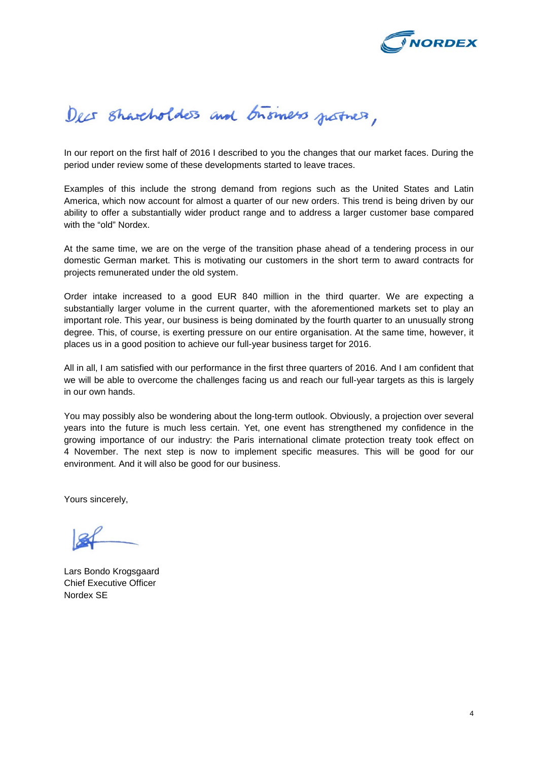Dear shareholders and business partners,

In our report on the first half of 2016 I described to you the changes that our market faces. During the period under review some of these developments started to leave traces.

Examples of this include the strong demand from regions such as the United States and Latin America, which now account for almost a quarter of our new orders. This trend is being driven by our ability to offer a substantially wider product range and to address a larger customer base compared with the "old" Nordex.

At the same time, we are on the verge of the transition phase ahead of a tendering process in our domestic German market. This is motivating our customers in the short term to award contracts for projects remunerated under the old system.

Order intake increased to a good EUR 840 million in the third quarter. We are expecting a substantially larger volume in the current quarter, with the aforementioned markets set to play an important role. This year, our business is being dominated by the fourth quarter to an unusually strong degree. This, of course, is exerting pressure on our entire organisation. At the same time, however, it places us in a good position to achieve our full-year business target for 2016.

All in all, I am satisfied with our performance in the first three quarters of 2016. And I am confident that we will be able to overcome the challenges facing us and reach our full-year targets as this is largely in our own hands.

You may possibly also be wondering about the long-term outlook. Obviously, a projection over several years into the future is much less certain. Yet, one event has strengthened my confidence in the growing importance of our industry: the Paris international climate protection treaty took effect on 4 November. The next step is now to implement specific measures. This will be good for our environment. And it will also be good for our business.

Yours sincerely,

Lars Bondo Krogsgaard
Chief Executive Officer
Nordex SE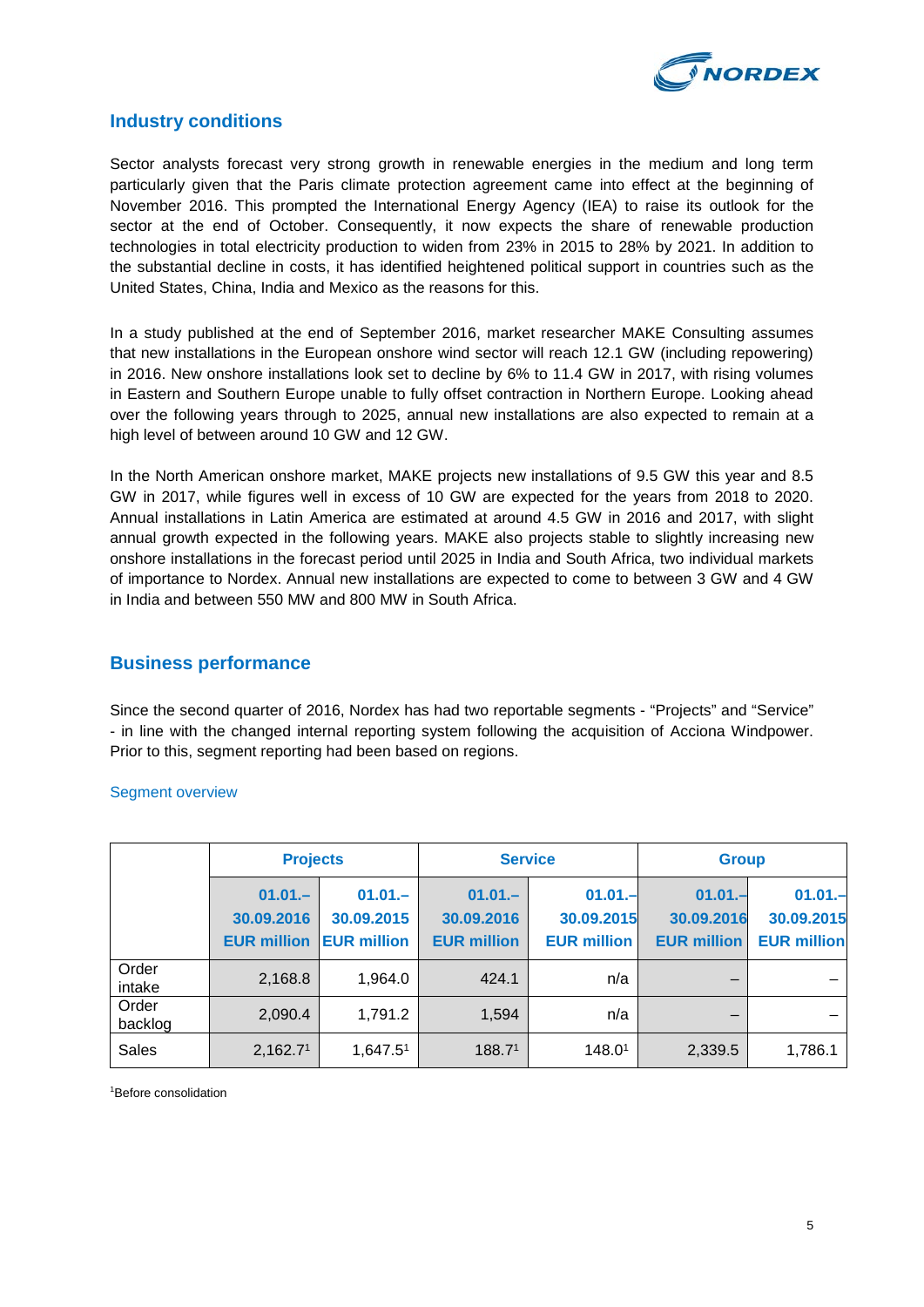## Industry conditions

Sector analysts forecast very strong growth in renewable energies in the medium and long term particularly given that the Paris climate protection agreement came into effect at the beginning of November 2016. This prompted the International Energy Agency (IEA) to raise its outlook for the sector at the end of October. Consequently, it now expects the share of renewable production technologies in total electricity production to widen from 23% in 2015 to 28% by 2021. In addition to the substantial decline in costs, it has identified heightened political support in countries such as the United States, China, India and Mexico as the reasons for this.

In a study published at the end of September 2016, market researcher MAKE Consulting assumes that new installations in the European onshore wind sector will reach 12.1 GW (including repowering) in 2016. New onshore installations look set to decline by 6% to 11.4 GW in 2017, with rising volumes in Eastern and Southern Europe unable to fully offset contraction in Northern Europe. Looking ahead over the following years through to 2025, annual new installations are also expected to remain at a high level of between around 10 GW and 12 GW.

In the North American onshore market, MAKE projects new installations of 9.5 GW this year and 8.5 GW in 2017, while figures well in excess of 10 GW are expected for the years from 2018 to 2020. Annual installations in Latin America are estimated at around 4.5 GW in 2016 and 2017, with slight annual growth expected in the following years. MAKE also projects stable to slightly increasing new onshore installations in the forecast period until 2025 in India and South Africa, two individual markets of importance to Nordex. Annual new installations are expected to come to between 3 GW and 4 GW in India and between 550 MW and 800 MW in South Africa.

## Business performance

Since the second quarter of 2016, Nordex has had two reportable segments - "Projects" and "Service" - in line with the changed internal reporting system following the acquisition of Acciona Windpower. Prior to this, segment reporting had been based on regions.

### Segment overview

| | Projects | | Service | | Group | |
|---|---|---|---|---|---|---|
| | 01.01.–30.09.2016 EUR million | 01.01.–30.09.2015 EUR million | 01.01.–30.09.2016 EUR million | 01.01.–30.09.2015 EUR million | 01.01.–30.09.2016 EUR million | 01.01.–30.09.2015 EUR million |
| Order intake | 2,168.8 | 1,964.0 | 424.1 | n/a | – | – |
| Order backlog | 2,090.4 | 1,791.2 | 1,594 | n/a | – | – |
| Sales | 2,162.7[1] | 1,647.5[1] | 188.7[1] | 148.0[1] | 2,339.5 | 1,786.1 |

[1]Before consolidation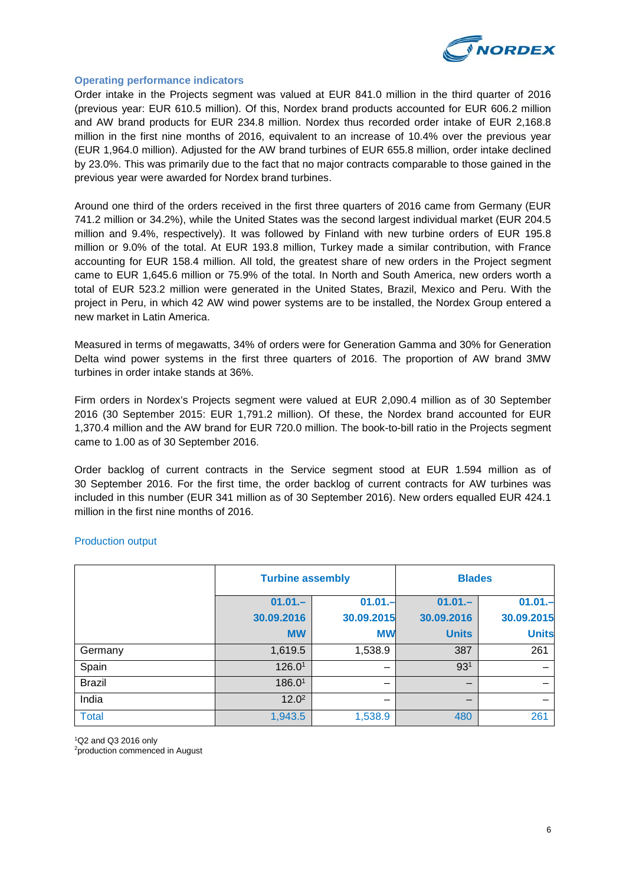### Operating performance indicators

Order intake in the Projects segment was valued at EUR 841.0 million in the third quarter of 2016 (previous year: EUR 610.5 million). Of this, Nordex brand products accounted for EUR 606.2 million and AW brand products for EUR 234.8 million. Nordex thus recorded order intake of EUR 2,168.8 million in the first nine months of 2016, equivalent to an increase of 10.4% over the previous year (EUR 1,964.0 million). Adjusted for the AW brand turbines of EUR 655.8 million, order intake declined by 23.0%. This was primarily due to the fact that no major contracts comparable to those gained in the previous year were awarded for Nordex brand turbines.

Around one third of the orders received in the first three quarters of 2016 came from Germany (EUR 741.2 million or 34.2%), while the United States was the second largest individual market (EUR 204.5 million and 9.4%, respectively). It was followed by Finland with new turbine orders of EUR 195.8 million or 9.0% of the total. At EUR 193.8 million, Turkey made a similar contribution, with France accounting for EUR 158.4 million. All told, the greatest share of new orders in the Project segment came to EUR 1,645.6 million or 75.9% of the total. In North and South America, new orders worth a total of EUR 523.2 million were generated in the United States, Brazil, Mexico and Peru. With the project in Peru, in which 42 AW wind power systems are to be installed, the Nordex Group entered a new market in Latin America.

Measured in terms of megawatts, 34% of orders were for Generation Gamma and 30% for Generation Delta wind power systems in the first three quarters of 2016. The proportion of AW brand 3MW turbines in order intake stands at 36%.

Firm orders in Nordex's Projects segment were valued at EUR 2,090.4 million as of 30 September 2016 (30 September 2015: EUR 1,791.2 million). Of these, the Nordex brand accounted for EUR 1,370.4 million and the AW brand for EUR 720.0 million. The book-to-bill ratio in the Projects segment came to 1.00 as of 30 September 2016.

Order backlog of current contracts in the Service segment stood at EUR 1.594 million as of 30 September 2016. For the first time, the order backlog of current contracts for AW turbines was included in this number (EUR 341 million as of 30 September 2016). New orders equalled EUR 424.1 million in the first nine months of 2016.

### Production output

| | Turbine assembly | | Blades | |
|---|---|---|---|---|
| | 01.01.– 30.09.2016 MW | 01.01.– 30.09.2015 MW | 01.01.– 30.09.2016 Units | 01.01.– 30.09.2015 Units |
| Germany | 1,619.5 | 1,538.9 | 387 | 261 |
| Spain | 126.0[1] | – | 93[1] | – |
| Brazil | 186.0[1] | – | – | – |
| India | 12.0[2] | – | – | – |
| Total | 1,943.5 | 1,538.9 | 480 | 261 |

[1]Q2 and Q3 2016 only
[2]production commenced in August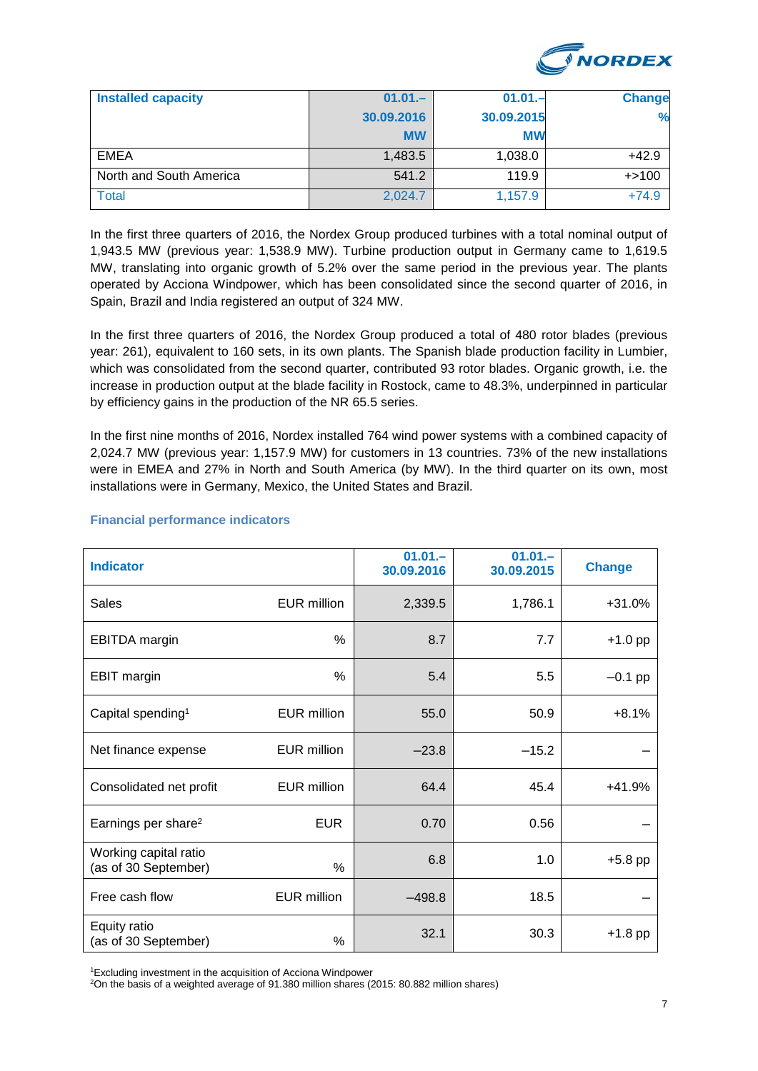| Installed capacity | 01.01.–30.09.2016 MW | 01.01.–30.09.2015 MW | Change % |
|---|---|---|---|
| EMEA | 1,483.5 | 1,038.0 | +42.9 |
| North and South America | 541.2 | 119.9 | +>100 |
| Total | 2,024.7 | 1,157.9 | +74.9 |

In the first three quarters of 2016, the Nordex Group produced turbines with a total nominal output of 1,943.5 MW (previous year: 1,538.9 MW). Turbine production output in Germany came to 1,619.5 MW, translating into organic growth of 5.2% over the same period in the previous year. The plants operated by Acciona Windpower, which has been consolidated since the second quarter of 2016, in Spain, Brazil and India registered an output of 324 MW.

In the first three quarters of 2016, the Nordex Group produced a total of 480 rotor blades (previous year: 261), equivalent to 160 sets, in its own plants. The Spanish blade production facility in Lumbier, which was consolidated from the second quarter, contributed 93 rotor blades. Organic growth, i.e. the increase in production output at the blade facility in Rostock, came to 48.3%, underpinned in particular by efficiency gains in the production of the NR 65.5 series.

In the first nine months of 2016, Nordex installed 764 wind power systems with a combined capacity of 2,024.7 MW (previous year: 1,157.9 MW) for customers in 13 countries. 73% of the new installations were in EMEA and 27% in North and South America (by MW). In the third quarter on its own, most installations were in Germany, Mexico, the United States and Brazil.

### Financial performance indicators

| Indicator | | 01.01.–30.09.2016 | 01.01.–30.09.2015 | Change |
|---|---|---|---|---|
| Sales | EUR million | 2,339.5 | 1,786.1 | +31.0% |
| EBITDA margin | % | 8.7 | 7.7 | +1.0 pp |
| EBIT margin | % | 5.4 | 5.5 | –0.1 pp |
| Capital spending[1] | EUR million | 55.0 | 50.9 | +8.1% |
| Net finance expense | EUR million | –23.8 | –15.2 | – |
| Consolidated net profit | EUR million | 64.4 | 45.4 | +41.9% |
| Earnings per share[2] | EUR | 0.70 | 0.56 | – |
| Working capital ratio (as of 30 September) | % | 6.8 | 1.0 | +5.8 pp |
| Free cash flow | EUR million | –498.8 | 18.5 | – |
| Equity ratio (as of 30 September) | % | 32.1 | 30.3 | +1.8 pp |

[1]Excluding investment in the acquisition of Acciona Windpower
[2]On the basis of a weighted average of 91.380 million shares (2015: 80.882 million shares)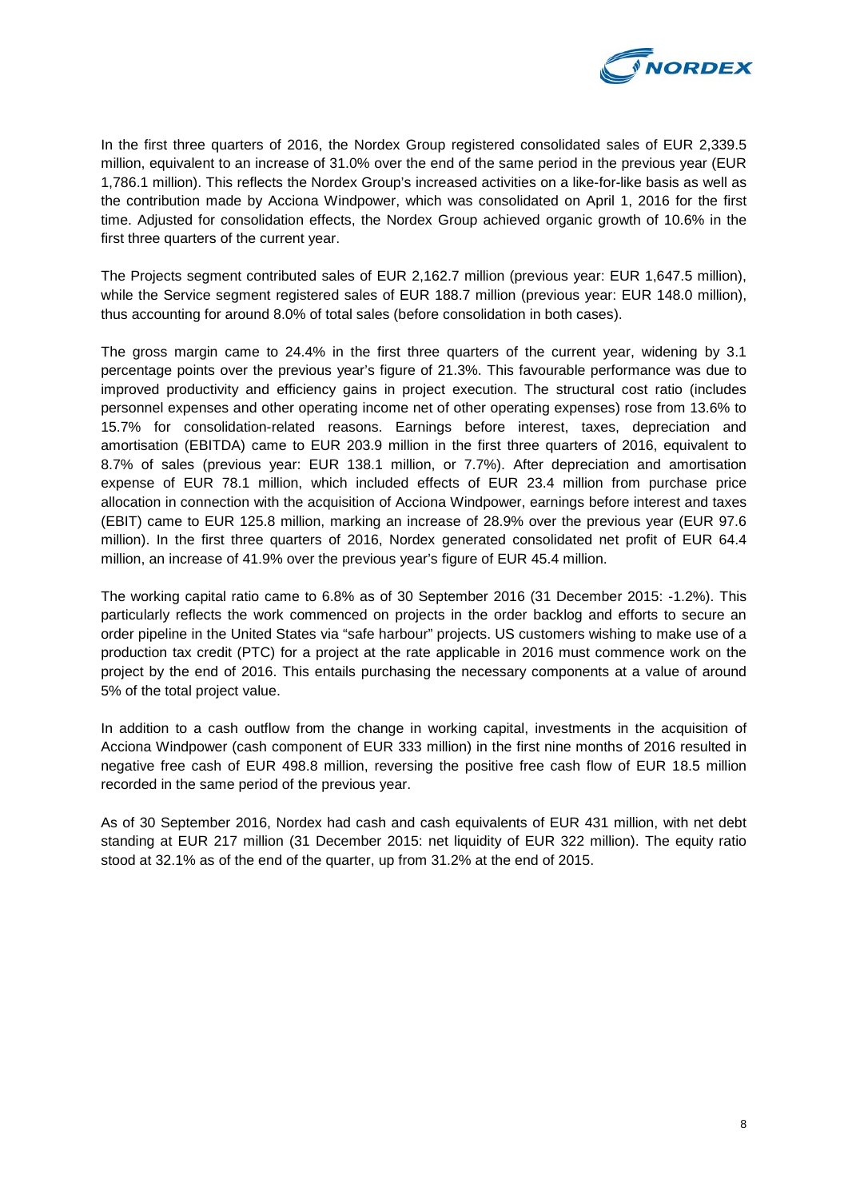In the first three quarters of 2016, the Nordex Group registered consolidated sales of EUR 2,339.5 million, equivalent to an increase of 31.0% over the end of the same period in the previous year (EUR 1,786.1 million). This reflects the Nordex Group's increased activities on a like-for-like basis as well as the contribution made by Acciona Windpower, which was consolidated on April 1, 2016 for the first time. Adjusted for consolidation effects, the Nordex Group achieved organic growth of 10.6% in the first three quarters of the current year.

The Projects segment contributed sales of EUR 2,162.7 million (previous year: EUR 1,647.5 million), while the Service segment registered sales of EUR 188.7 million (previous year: EUR 148.0 million), thus accounting for around 8.0% of total sales (before consolidation in both cases).

The gross margin came to 24.4% in the first three quarters of the current year, widening by 3.1 percentage points over the previous year's figure of 21.3%. This favourable performance was due to improved productivity and efficiency gains in project execution. The structural cost ratio (includes personnel expenses and other operating income net of other operating expenses) rose from 13.6% to 15.7% for consolidation-related reasons. Earnings before interest, taxes, depreciation and amortisation (EBITDA) came to EUR 203.9 million in the first three quarters of 2016, equivalent to 8.7% of sales (previous year: EUR 138.1 million, or 7.7%). After depreciation and amortisation expense of EUR 78.1 million, which included effects of EUR 23.4 million from purchase price allocation in connection with the acquisition of Acciona Windpower, earnings before interest and taxes (EBIT) came to EUR 125.8 million, marking an increase of 28.9% over the previous year (EUR 97.6 million). In the first three quarters of 2016, Nordex generated consolidated net profit of EUR 64.4 million, an increase of 41.9% over the previous year's figure of EUR 45.4 million.

The working capital ratio came to 6.8% as of 30 September 2016 (31 December 2015: -1.2%). This particularly reflects the work commenced on projects in the order backlog and efforts to secure an order pipeline in the United States via "safe harbour" projects. US customers wishing to make use of a production tax credit (PTC) for a project at the rate applicable in 2016 must commence work on the project by the end of 2016. This entails purchasing the necessary components at a value of around 5% of the total project value.

In addition to a cash outflow from the change in working capital, investments in the acquisition of Acciona Windpower (cash component of EUR 333 million) in the first nine months of 2016 resulted in negative free cash of EUR 498.8 million, reversing the positive free cash flow of EUR 18.5 million recorded in the same period of the previous year.

As of 30 September 2016, Nordex had cash and cash equivalents of EUR 431 million, with net debt standing at EUR 217 million (31 December 2015: net liquidity of EUR 322 million). The equity ratio stood at 32.1% as of the end of the quarter, up from 31.2% at the end of 2015.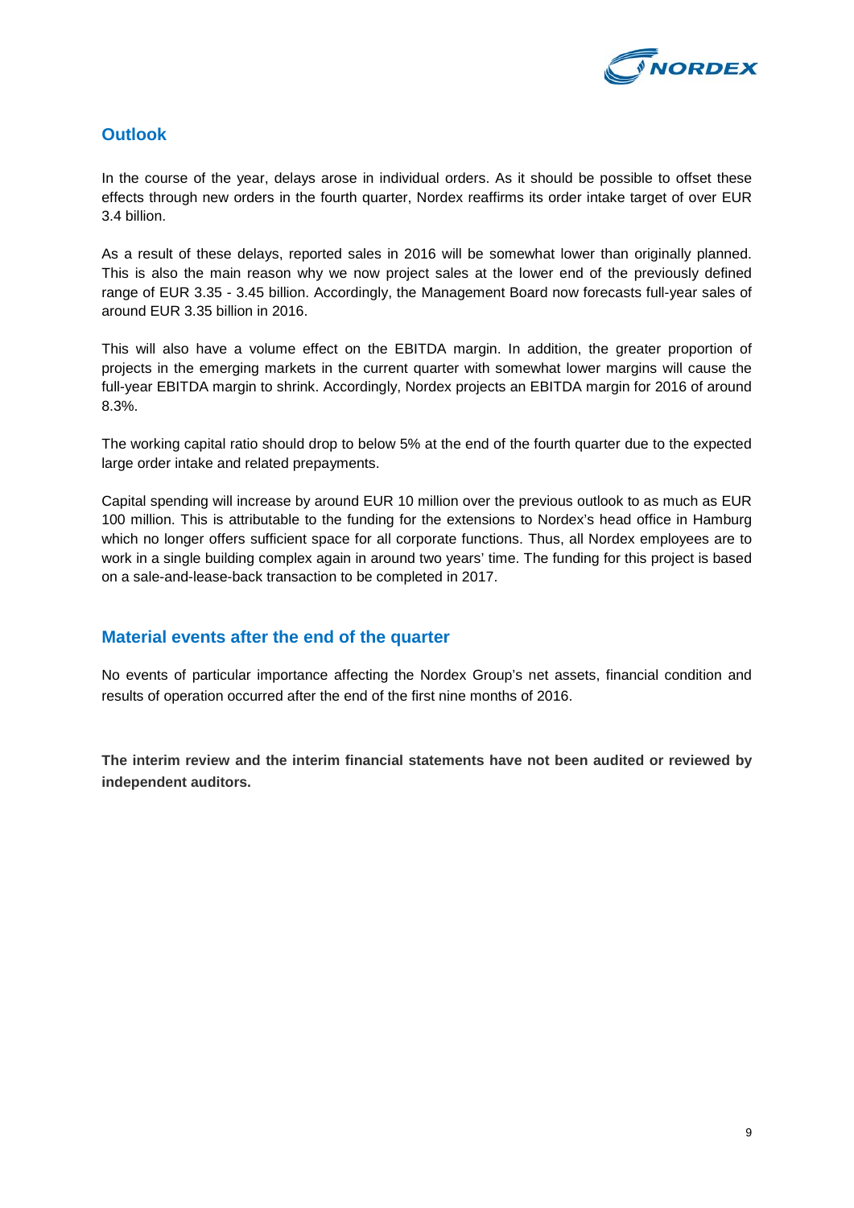## Outlook

In the course of the year, delays arose in individual orders. As it should be possible to offset these effects through new orders in the fourth quarter, Nordex reaffirms its order intake target of over EUR 3.4 billion.

As a result of these delays, reported sales in 2016 will be somewhat lower than originally planned. This is also the main reason why we now project sales at the lower end of the previously defined range of EUR 3.35 - 3.45 billion. Accordingly, the Management Board now forecasts full-year sales of around EUR 3.35 billion in 2016.

This will also have a volume effect on the EBITDA margin. In addition, the greater proportion of projects in the emerging markets in the current quarter with somewhat lower margins will cause the full-year EBITDA margin to shrink. Accordingly, Nordex projects an EBITDA margin for 2016 of around 8.3%.

The working capital ratio should drop to below 5% at the end of the fourth quarter due to the expected large order intake and related prepayments.

Capital spending will increase by around EUR 10 million over the previous outlook to as much as EUR 100 million. This is attributable to the funding for the extensions to Nordex's head office in Hamburg which no longer offers sufficient space for all corporate functions. Thus, all Nordex employees are to work in a single building complex again in around two years' time. The funding for this project is based on a sale-and-lease-back transaction to be completed in 2017.

## Material events after the end of the quarter

No events of particular importance affecting the Nordex Group's net assets, financial condition and results of operation occurred after the end of the first nine months of 2016.

**The interim review and the interim financial statements have not been audited or reviewed by independent auditors.**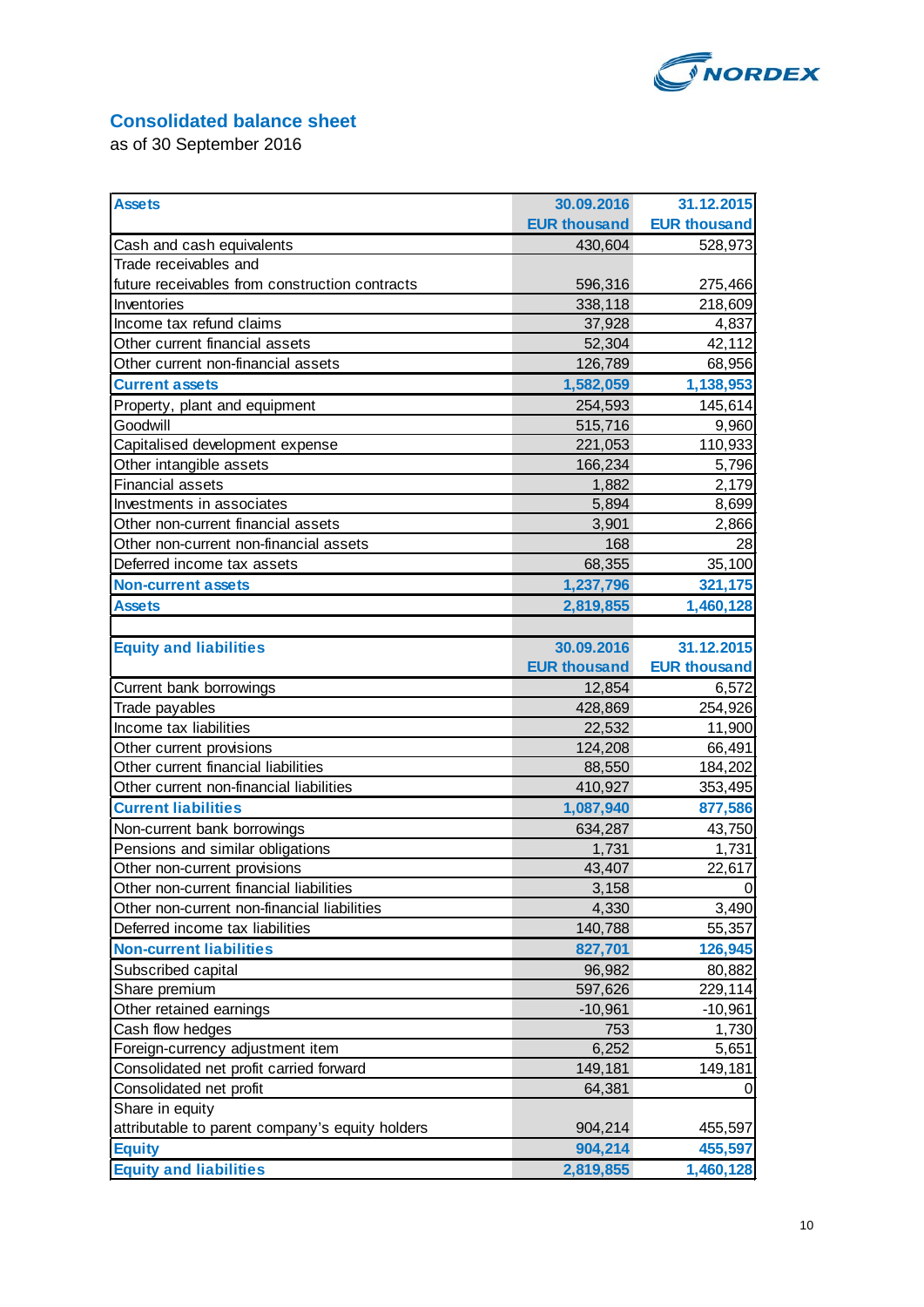## Consolidated balance sheet

as of 30 September 2016

| Assets | 30.09.2016<br>EUR thousand | 31.12.2015<br>EUR thousand |
|---|---|---|
| Cash and cash equivalents | 430,604 | 528,973 |
| Trade receivables and future receivables from construction contracts | 596,316 | 275,466 |
| Inventories | 338,118 | 218,609 |
| Income tax refund claims | 37,928 | 4,837 |
| Other current financial assets | 52,304 | 42,112 |
| Other current non-financial assets | 126,789 | 68,956 |
| **Current assets** | **1,582,059** | **1,138,953** |
| Property, plant and equipment | 254,593 | 145,614 |
| Goodwill | 515,716 | 9,960 |
| Capitalised development expense | 221,053 | 110,933 |
| Other intangible assets | 166,234 | 5,796 |
| Financial assets | 1,882 | 2,179 |
| Investments in associates | 5,894 | 8,699 |
| Other non-current financial assets | 3,901 | 2,866 |
| Other non-current non-financial assets | 168 | 28 |
| Deferred income tax assets | 68,355 | 35,100 |
| **Non-current assets** | **1,237,796** | **321,175** |
| **Assets** | **2,819,855** | **1,460,128** |

| Equity and liabilities | 30.09.2016<br>EUR thousand | 31.12.2015<br>EUR thousand |
|---|---|---|
| Current bank borrowings | 12,854 | 6,572 |
| Trade payables | 428,869 | 254,926 |
| Income tax liabilities | 22,532 | 11,900 |
| Other current provisions | 124,208 | 66,491 |
| Other current financial liabilities | 88,550 | 184,202 |
| Other current non-financial liabilities | 410,927 | 353,495 |
| **Current liabilities** | **1,087,940** | **877,586** |
| Non-current bank borrowings | 634,287 | 43,750 |
| Pensions and similar obligations | 1,731 | 1,731 |
| Other non-current provisions | 43,407 | 22,617 |
| Other non-current financial liabilities | 3,158 | 0 |
| Other non-current non-financial liabilities | 4,330 | 3,490 |
| Deferred income tax liabilities | 140,788 | 55,357 |
| **Non-current liabilities** | **827,701** | **126,945** |
| Subscribed capital | 96,982 | 80,882 |
| Share premium | 597,626 | 229,114 |
| Other retained earnings | -10,961 | -10,961 |
| Cash flow hedges | 753 | 1,730 |
| Foreign-currency adjustment item | 6,252 | 5,651 |
| Consolidated net profit carried forward | 149,181 | 149,181 |
| Consolidated net profit | 64,381 | 0 |
| Share in equity attributable to parent company's equity holders | 904,214 | 455,597 |
| **Equity** | **904,214** | **455,597** |
| **Equity and liabilities** | **2,819,855** | **1,460,128** |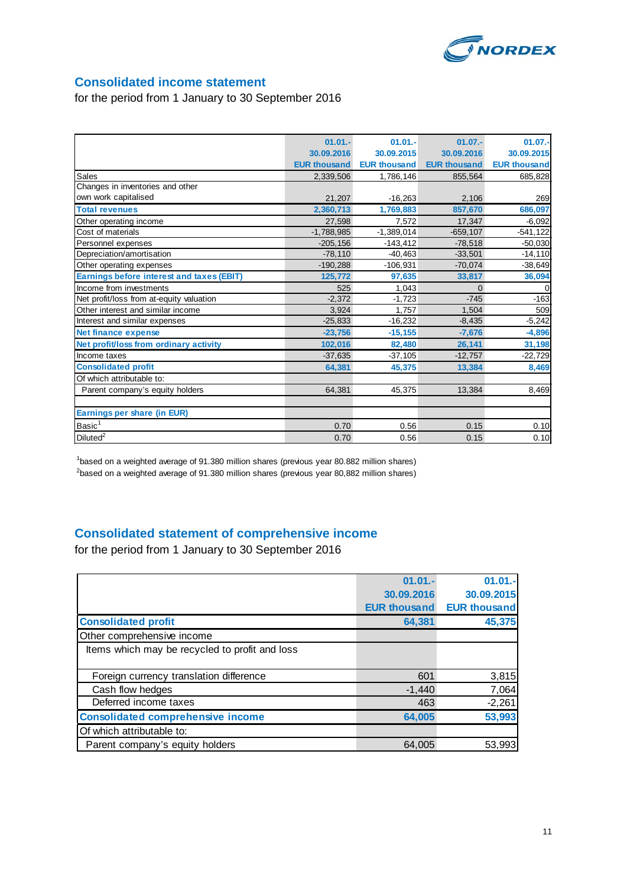## Consolidated income statement

for the period from 1 January to 30 September 2016

| | 01.01.- 30.09.2016 EUR thousand | 01.01.- 30.09.2015 EUR thousand | 01.07.- 30.09.2016 EUR thousand | 01.07.- 30.09.2015 EUR thousand |
|---|---|---|---|---|
| Sales | 2,339,506 | 1,786,146 | 855,564 | 685,828 |
| Changes in inventories and other own work capitalised | 21,207 | -16,263 | 2,106 | 269 |
| **Total revenues** | **2,360,713** | **1,769,883** | **857,670** | **686,097** |
| Other operating income | 27,598 | 7,572 | 17,347 | -6,092 |
| Cost of materials | -1,788,985 | -1,389,014 | -659,107 | -541,122 |
| Personnel expenses | -205,156 | -143,412 | -78,518 | -50,030 |
| Depreciation/amortisation | -78,110 | -40,463 | -33,501 | -14,110 |
| Other operating expenses | -190,288 | -106,931 | -70,074 | -38,649 |
| **Earnings before interest and taxes (EBIT)** | **125,772** | **97,635** | **33,817** | **36,094** |
| Income from investments | 525 | 1,043 | 0 | 0 |
| Net profit/loss from at-equity valuation | -2,372 | -1,723 | -745 | -163 |
| Other interest and similar income | 3,924 | 1,757 | 1,504 | 509 |
| Interest and similar expenses | -25,833 | -16,232 | -8,435 | -5,242 |
| **Net finance expense** | **-23,756** | **-15,155** | **-7,676** | **-4,896** |
| **Net profit/loss from ordinary activity** | **102,016** | **82,480** | **26,141** | **31,198** |
| Income taxes | -37,635 | -37,105 | -12,757 | -22,729 |
| **Consolidated profit** | **64,381** | **45,375** | **13,384** | **8,469** |
| Of which attributable to: | | | | |
| Parent company's equity holders | 64,381 | 45,375 | 13,384 | 8,469 |
| | | | | |
| **Earnings per share (in EUR)** | | | | |
| Basic[1] | 0.70 | 0.56 | 0.15 | 0.10 |
| Diluted[2] | 0.70 | 0.56 | 0.15 | 0.10 |

[1]based on a weighted average of 91.380 million shares (previous year 80.882 million shares)

[2]based on a weighted average of 91.380 million shares (previous year 80,882 million shares)

## Consolidated statement of comprehensive income

for the period from 1 January to 30 September 2016

| | 01.01.- 30.09.2016 EUR thousand | 01.01.- 30.09.2015 EUR thousand |
|---|---|---|
| **Consolidated profit** | **64,381** | **45,375** |
| Other comprehensive income | | |
| Items which may be recycled to profit and loss | | |
| Foreign currency translation difference | 601 | 3,815 |
| Cash flow hedges | -1,440 | 7,064 |
| Deferred income taxes | 463 | -2,261 |
| **Consolidated comprehensive income** | **64,005** | **53,993** |
| Of which attributable to: | | |
| Parent company's equity holders | 64,005 | 53,993 |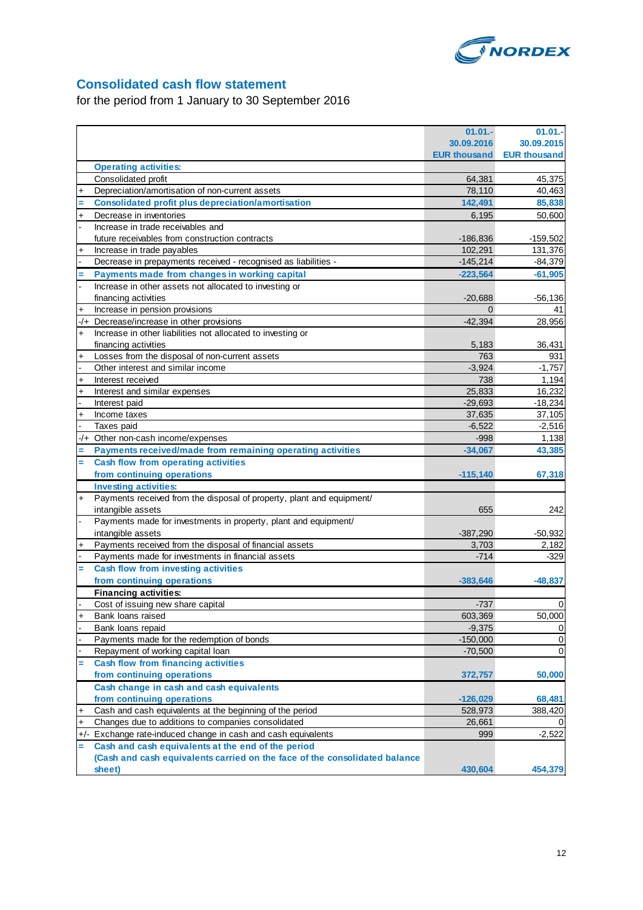# Consolidated cash flow statement

for the period from 1 January to 30 September 2016

| | | 01.01.-30.09.2016 EUR thousand | 01.01.-30.09.2015 EUR thousand |
|---|---|---|---|
| | **Operating activities:** | | |
| | Consolidated profit | 64,381 | 45,375 |
| + | Depreciation/amortisation of non-current assets | 78,110 | 40,463 |
| = | **Consolidated profit plus depreciation/amortisation** | **142,491** | **85,838** |
| + | Decrease in inventories | 6,195 | 50,600 |
| - | Increase in trade receivables and future receivables from construction contracts | -186,836 | -159,502 |
| + | Increase in trade payables | 102,291 | 131,376 |
| - | Decrease in prepayments received - recognised as liabilities - | -145,214 | -84,379 |
| = | **Payments made from changes in working capital** | **-223,564** | **-61,905** |
| - | Increase in other assets not allocated to investing or financing activities | -20,688 | -56,136 |
| + | Increase in pension provisions | 0 | 41 |
| -/+ | Decrease/increase in other provisions | -42,394 | 28,956 |
| + | Increase in other liabilities not allocated to investing or financing activities | 5,183 | 36,431 |
| + | Losses from the disposal of non-current assets | 763 | 931 |
| - | Other interest and similar income | -3,924 | -1,757 |
| + | Interest received | 738 | 1,194 |
| + | Interest and similar expenses | 25,833 | 16,232 |
| - | Interest paid | -29,693 | -18,234 |
| + | Income taxes | 37,635 | 37,105 |
| - | Taxes paid | -6,522 | -2,516 |
| -/+ | Other non-cash income/expenses | -998 | 1,138 |
| = | **Payments received/made from remaining operating activities** | **-34,067** | **43,385** |
| = | **Cash flow from operating activities from continuing operations** | **-115,140** | **67,318** |
| | **Investing activities:** | | |
| + | Payments received from the disposal of property, plant and equipment/ intangible assets | 655 | 242 |
| - | Payments made for investments in property, plant and equipment/ intangible assets | -387,290 | -50,932 |
| + | Payments received from the disposal of financial assets | 3,703 | 2,182 |
| - | Payments made for investments in financial assets | -714 | -329 |
| = | **Cash flow from investing activities from continuing operations** | **-383,646** | **-48,837** |
| | **Financing activities:** | | |
| - | Cost of issuing new share capital | -737 | 0 |
| + | Bank loans raised | 603,369 | 50,000 |
| - | Bank loans repaid | -9,375 | 0 |
| - | Payments made for the redemption of bonds | -150,000 | 0 |
| - | Repayment of working capital loan | -70,500 | 0 |
| = | **Cash flow from financing activities from continuing operations** | **372,757** | **50,000** |
| | **Cash change in cash and cash equivalents from continuing operations** | **-126,029** | **68,481** |
| + | Cash and cash equivalents at the beginning of the period | 528,973 | 388,420 |
| + | Changes due to additions to companies consolidated | 26,661 | 0 |
| +/- | Exchange rate-induced change in cash and cash equivalents | 999 | -2,522 |
| = | **Cash and cash equivalents at the end of the period (Cash and cash equivalents carried on the face of the consolidated balance sheet)** | **430,604** | **454,379** |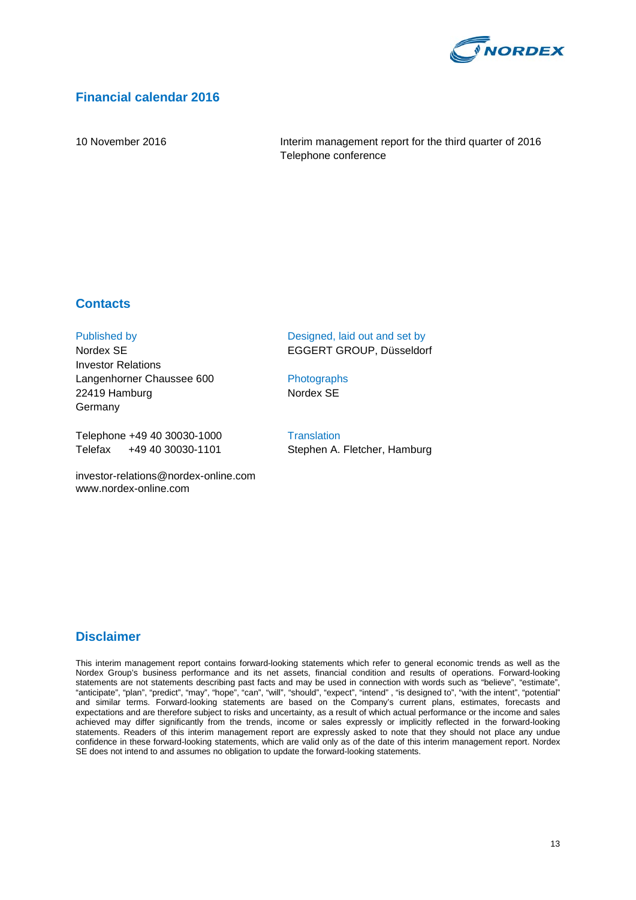## Financial calendar 2016

10 November 2016 — Interim management report for the third quarter of 2016
Telephone conference

## Contacts

**Published by**
Nordex SE
Investor Relations
Langenhorner Chaussee 600
22419 Hamburg
Germany

Telephone +49 40 30030-1000
Telefax +49 40 30030-1101

investor-relations@nordex-online.com
www.nordex-online.com

**Designed, laid out and set by**
EGGERT GROUP, Düsseldorf

**Photographs**
Nordex SE

**Translation**
Stephen A. Fletcher, Hamburg

## Disclaimer

This interim management report contains forward-looking statements which refer to general economic trends as well as the Nordex Group's business performance and its net assets, financial condition and results of operations. Forward-looking statements are not statements describing past facts and may be used in connection with words such as "believe", "estimate", "anticipate", "plan", "predict", "may", "hope", "can", "will", "should", "expect", "intend" , "is designed to", "with the intent", "potential" and similar terms. Forward-looking statements are based on the Company's current plans, estimates, forecasts and expectations and are therefore subject to risks and uncertainty, as a result of which actual performance or the income and sales achieved may differ significantly from the trends, income or sales expressly or implicitly reflected in the forward-looking statements. Readers of this interim management report are expressly asked to note that they should not place any undue confidence in these forward-looking statements, which are valid only as of the date of this interim management report. Nordex SE does not intend to and assumes no obligation to update the forward-looking statements.